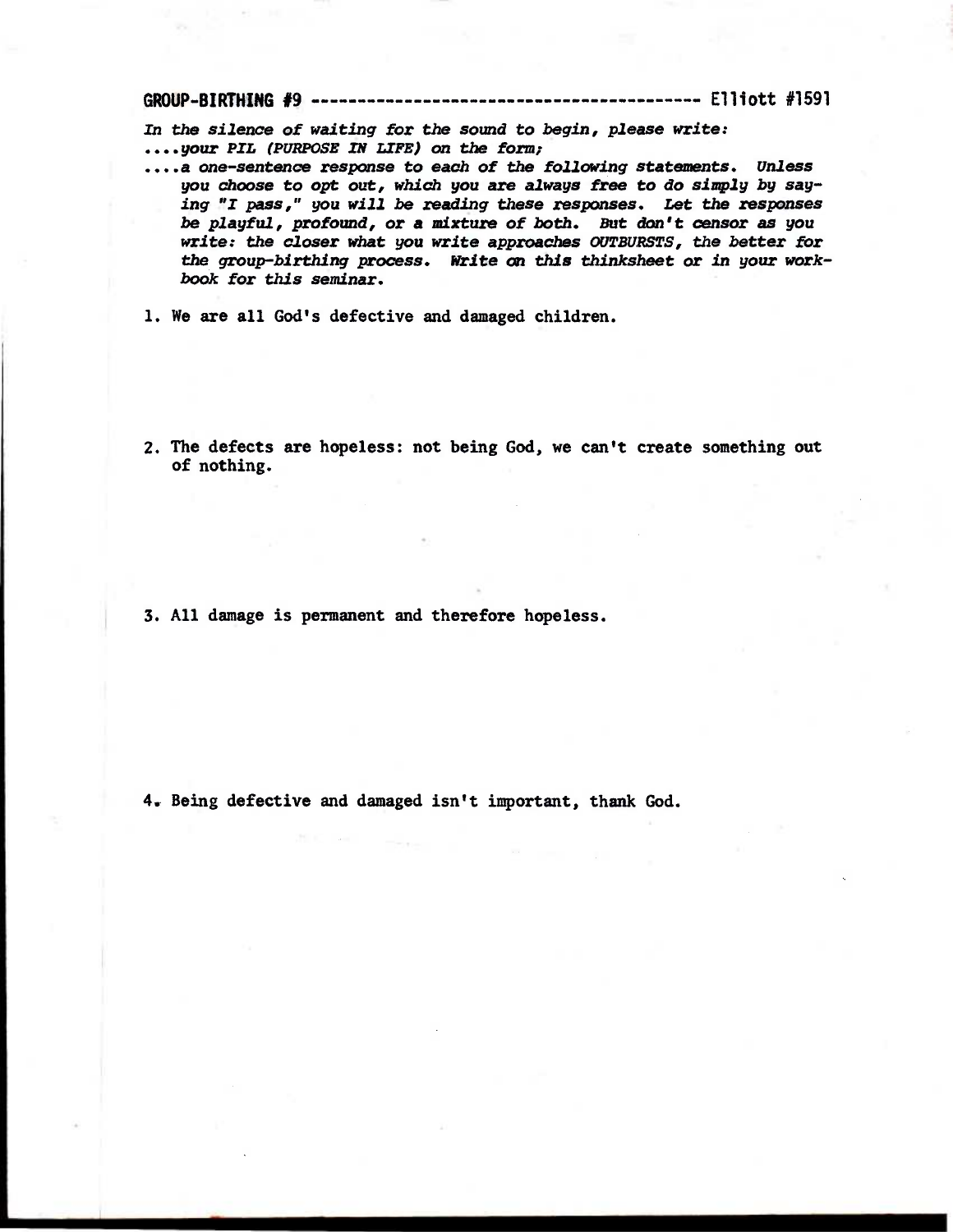# GROUP-BIRTHING #9 ---------------------------------------- Elliott #1591

*In the silence of waiting for the sound to begin, please write:*
*....your PIL (PURPOSE IN LIFE) on the form;*
*....a one-sentence response to each of the following statements. Unless you choose to opt out, which you are always free to do simply by saying "I pass," you will be reading these responses. Let the responses be playful, profound, or a mixture of both. But don't censor as you write: the closer what you write approaches OUTBURSTS, the better for the group-birthing process. Write on this thinksheet or in your workbook for this seminar.*

1. We are all God's defective and damaged children.

2. The defects are hopeless: not being God, we can't create something out of nothing.

3. All damage is permanent and therefore hopeless.

4. Being defective and damaged isn't important, thank God.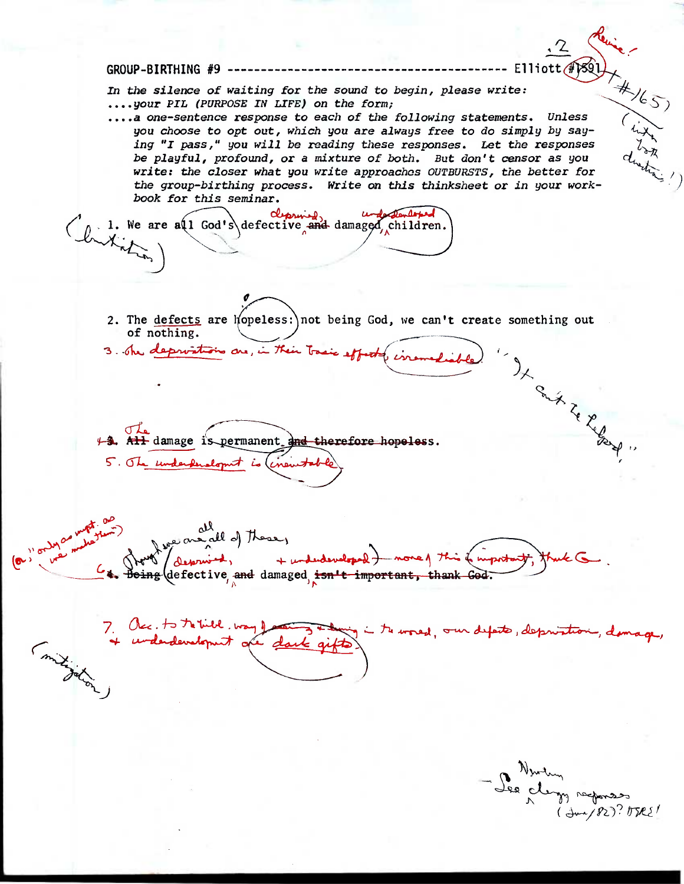.2 Revise!

GROUP-BIRTHING #9 ---------------------------------------- Elliott #1591 + #1651 (into both directions!)

*In the silence of waiting for the sound to begin, please write:*
*....your PIL (PURPOSE IN LIFE) on the form;*
*....a one-sentence response to each of the following statements. Unless you choose to opt out, which you are always free to do simply by saying "I pass," you will be reading these responses. Let the responses be playful, profound, or a mixture of both. But don't censor as you write: the closer what you write approaches OUTBURSTS, the better for the group-birthing process. Write on this thinksheet or in your workbook for this seminar.*

(limitation)

1. We are all God's defective, deprived, ~~and~~ damaged, underdeveloped children.

2. The defects are hopeless: not being God, we can't create something out of nothing.

3. The deprivations are, in their basic effects, irremediable. "It can't be helped."

4. ~~All~~ The damage is permanent ~~and therefore hopeless~~.

5. The underdevelopment is inevitable.

(or, "only as impt. as we make them")

6. ~~Being~~ Though we are all of these, (deprived, defective, ~~and~~ damaged, + underdeveloped) — none of this is important, thank G. ~~isn't important, thank God.~~

(mitigation)

7. Acc. to the Bible way of ~~seeing & being~~ in the world, our defects, deprivation, damage, + underdevelopment are dark gifts.

Nowhere — See clergy responses (June/82)? USE!